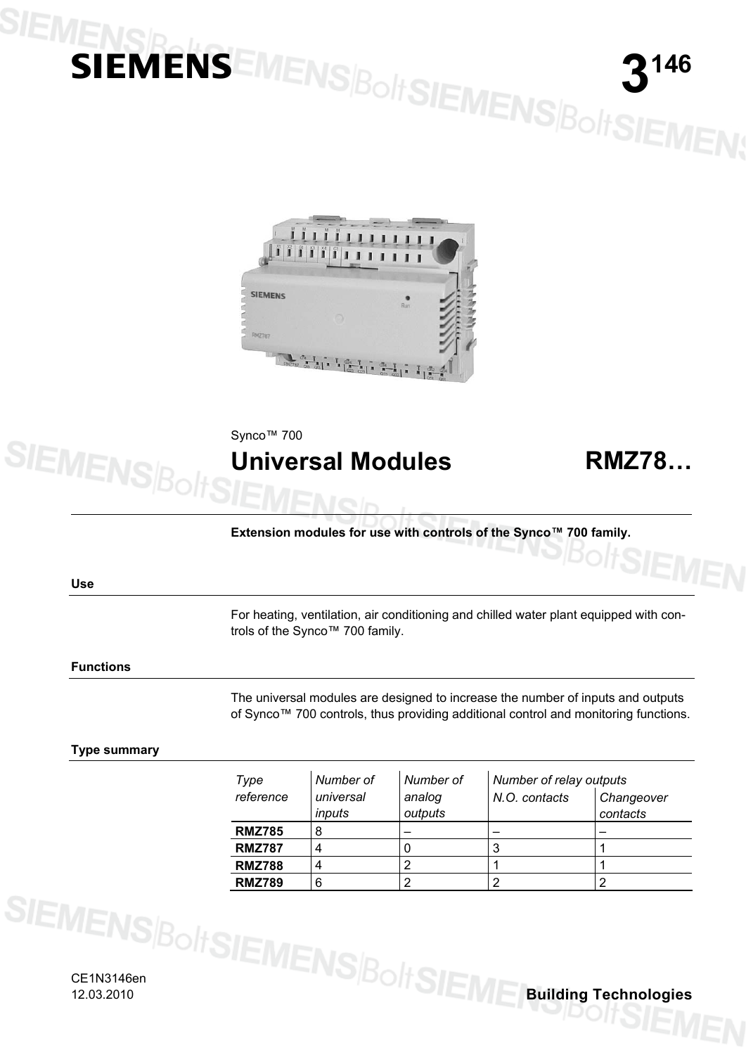# SIEMENS

**3146**

Synco™ 700

# Universal Modules RMZ78…

**Extension modules for use with controls of the Synco™ 700 family.**

## Use

For heating, ventilation, air conditioning and chilled water plant equipped with controls of the Synco™ 700 family.

## Functions

The universal modules are designed to increase the number of inputs and outputs of Synco™ 700 controls, thus providing additional control and monitoring functions.

## Type summary

| *Type reference* | *Number of universal inputs* | *Number of analog outputs* | *Number of relay outputs* | |
|---|---|---|---|---|
| | | | *N.O. contacts* | *Changeover contacts* |
| **RMZ785** | 8 | – | – | – |
| **RMZ787** | 4 | 0 | 3 | 1 |
| **RMZ788** | 4 | 2 | 1 | 1 |
| **RMZ789** | 6 | 2 | 2 | 2 |

CE1N3146en
12.03.2010

**Building Technologies**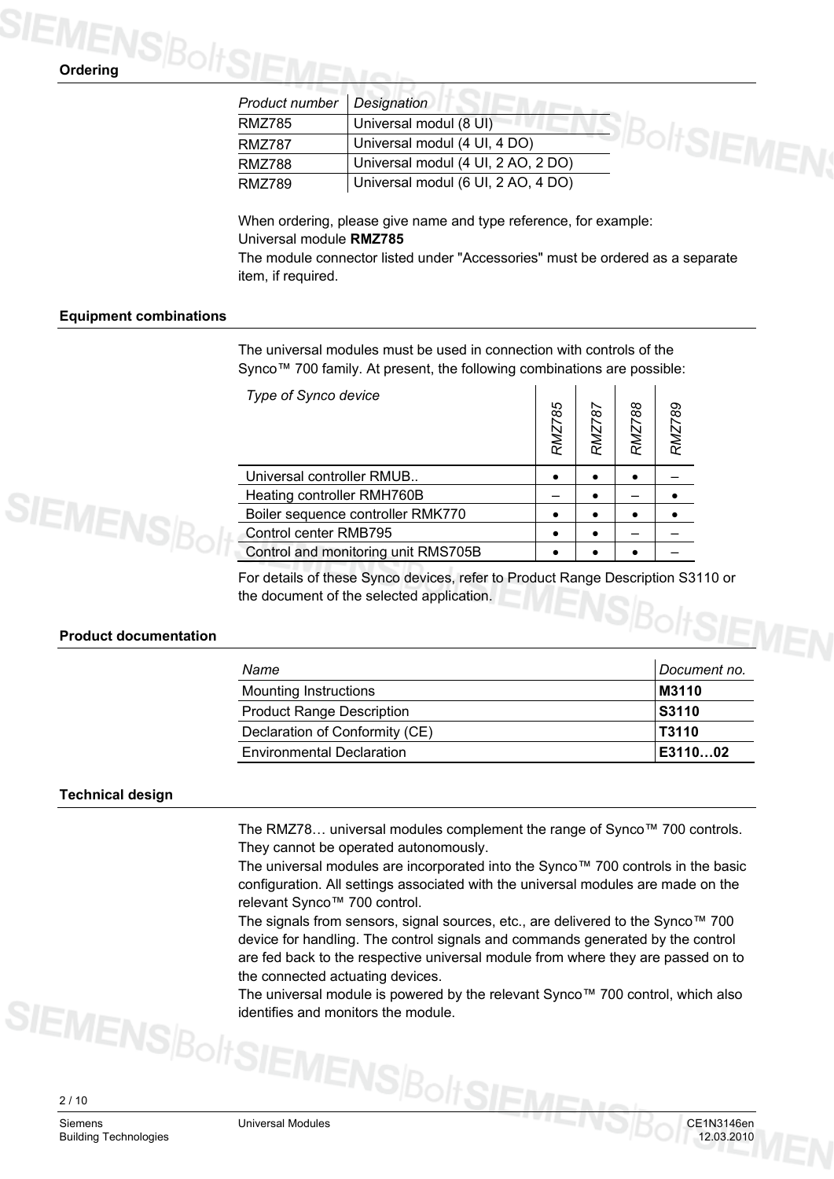## Ordering

| *Product number* | *Designation* |
| --- | --- |
| RMZ785 | Universal modul (8 UI) |
| RMZ787 | Universal modul (4 UI, 4 DO) |
| RMZ788 | Universal modul (4 UI, 2 AO, 2 DO) |
| RMZ789 | Universal modul (6 UI, 2 AO, 4 DO) |

When ordering, please give name and type reference, for example:
Universal module **RMZ785**
The module connector listed under "Accessories" must be ordered as a separate item, if required.

## Equipment combinations

The universal modules must be used in connection with controls of the Synco™ 700 family. At present, the following combinations are possible:

| *Type of Synco device* | *RMZ785* | *RMZ787* | *RMZ788* | *RMZ789* |
| --- | --- | --- | --- | --- |
| Universal controller RMUB.. | ● | ● | ● | – |
| Heating controller RMH760B | – | ● | – | ● |
| Boiler sequence controller RMK770 | ● | ● | ● | ● |
| Control center RMB795 | ● | ● | – | – |
| Control and monitoring unit RMS705B | ● | ● | ● | – |

For details of these Synco devices, refer to Product Range Description S3110 or the document of the selected application.

## Product documentation

| *Name* | *Document no.* |
| --- | --- |
| Mounting Instructions | **M3110** |
| Product Range Description | **S3110** |
| Declaration of Conformity (CE) | **T3110** |
| Environmental Declaration | **E3110…02** |

## Technical design

The RMZ78… universal modules complement the range of Synco™ 700 controls. They cannot be operated autonomously.
The universal modules are incorporated into the Synco™ 700 controls in the basic configuration. All settings associated with the universal modules are made on the relevant Synco™ 700 control.
The signals from sensors, signal sources, etc., are delivered to the Synco™ 700 device for handling. The control signals and commands generated by the control are fed back to the respective universal module from where they are passed on to the connected actuating devices.
The universal module is powered by the relevant Synco™ 700 control, which also identifies and monitors the module.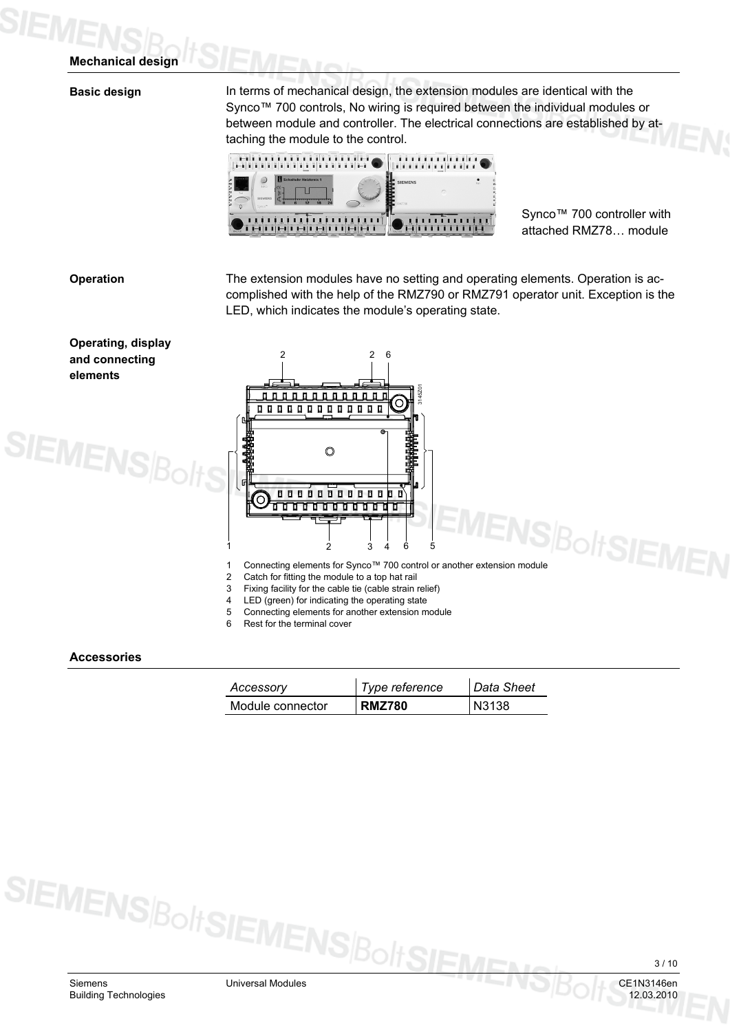## Mechanical design

**Basic design**

In terms of mechanical design, the extension modules are identical with the Synco™ 700 controls, No wiring is required between the individual modules or between module and controller. The electrical connections are established by attaching the module to the control.

Synco™ 700 controller with attached RMZ78… module

**Operation**

The extension modules have no setting and operating elements. Operation is accomplished with the help of the RMZ790 or RMZ791 operator unit. Exception is the LED, which indicates the module's operating state.

**Operating, display and connecting elements**

1. Connecting elements for Synco™ 700 control or another extension module
2. Catch for fitting the module to a top hat rail
3. Fixing facility for the cable tie (cable strain relief)
4. LED (green) for indicating the operating state
5. Connecting elements for another extension module
6. Rest for the terminal cover

## Accessories

| *Accessory* | *Type reference* | *Data Sheet* |
|---|---|---|
| Module connector | **RMZ780** | N3138 |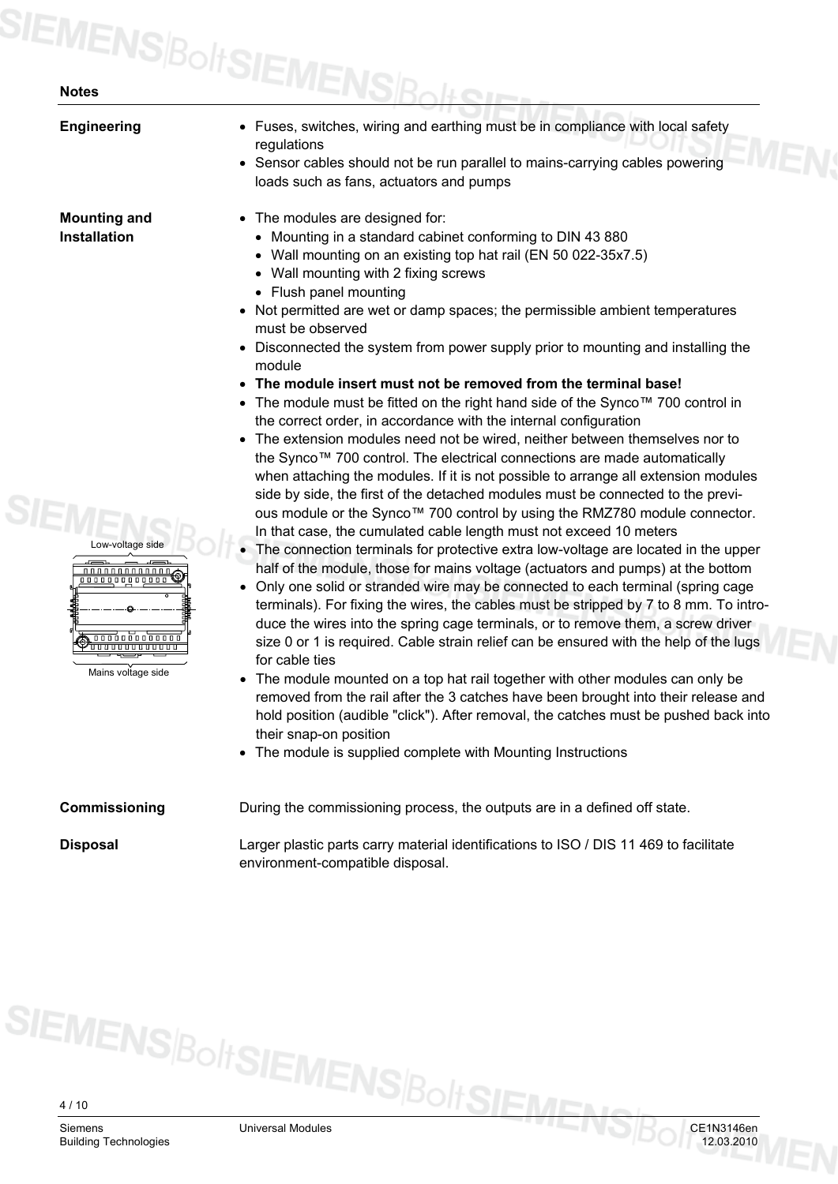## Notes

### Engineering

- Fuses, switches, wiring and earthing must be in compliance with local safety regulations
- Sensor cables should not be run parallel to mains-carrying cables powering loads such as fans, actuators and pumps

### Mounting and Installation

- The modules are designed for:
  - Mounting in a standard cabinet conforming to DIN 43 880
  - Wall mounting on an existing top hat rail (EN 50 022-35x7.5)
  - Wall mounting with 2 fixing screws
  - Flush panel mounting
- Not permitted are wet or damp spaces; the permissible ambient temperatures must be observed
- Disconnected the system from power supply prior to mounting and installing the module
- **The module insert must not be removed from the terminal base!**
- The module must be fitted on the right hand side of the Synco™ 700 control in the correct order, in accordance with the internal configuration
- The extension modules need not be wired, neither between themselves nor to the Synco™ 700 control. The electrical connections are made automatically when attaching the modules. If it is not possible to arrange all extension modules side by side, the first of the detached modules must be connected to the previous module or the Synco™ 700 control by using the RMZ780 module connector. In that case, the cumulated cable length must not exceed 10 meters
- The connection terminals for protective extra low-voltage are located in the upper half of the module, those for mains voltage (actuators and pumps) at the bottom
- Only one solid or stranded wire may be connected to each terminal (spring cage terminals). For fixing the wires, the cables must be stripped by 7 to 8 mm. To introduce the wires into the spring cage terminals, or to remove them, a screw driver size 0 or 1 is required. Cable strain relief can be ensured with the help of the lugs for cable ties
- The module mounted on a top hat rail together with other modules can only be removed from the rail after the 3 catches have been brought into their release and hold position (audible "click"). After removal, the catches must be pushed back into their snap-on position
- The module is supplied complete with Mounting Instructions

Low-voltage side

Mains voltage side

### Commissioning

During the commissioning process, the outputs are in a defined off state.

### Disposal

Larger plastic parts carry material identifications to ISO / DIS 11 469 to facilitate environment-compatible disposal.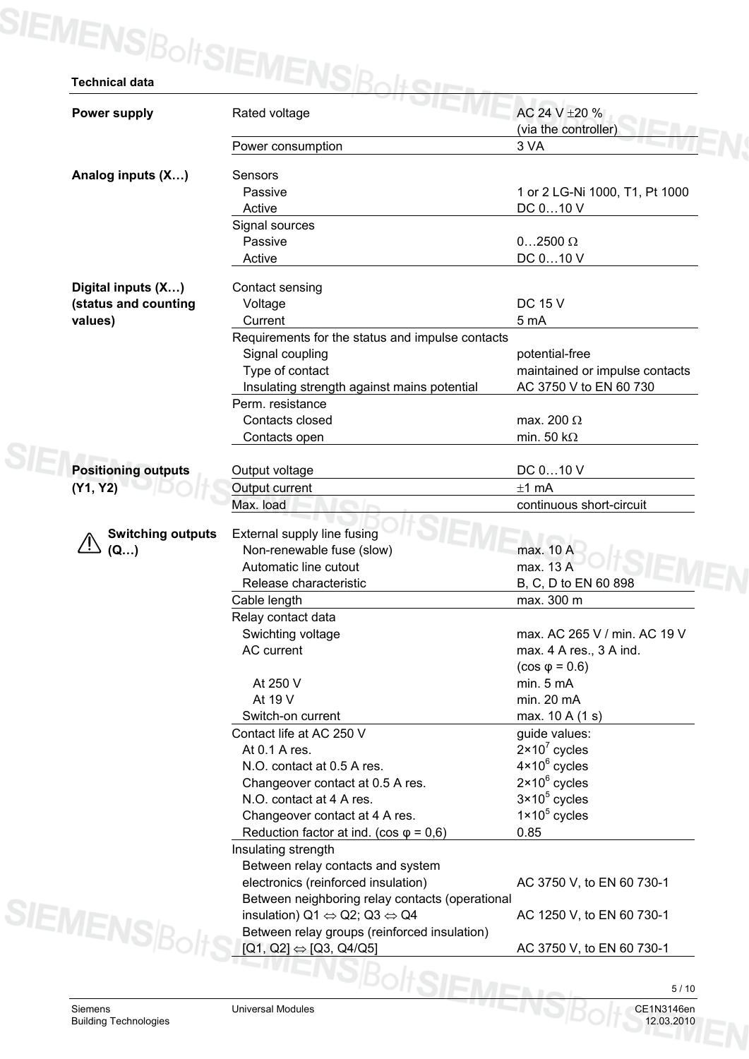## Technical data

| | | |
|---|---|---|
| **Power supply** | Rated voltage | AC 24 V ±20 % (via the controller) |
| | Power consumption | 3 VA |
| **Analog inputs (X…)** | Sensors | |
| | Passive | 1 or 2 LG-Ni 1000, T1, Pt 1000 |
| | Active | DC 0…10 V |
| | Signal sources | |
| | Passive | 0…2500 Ω |
| | Active | DC 0…10 V |
| **Digital inputs (X…) (status and counting values)** | Contact sensing | |
| | Voltage | DC 15 V |
| | Current | 5 mA |
| | Requirements for the status and impulse contacts | |
| | Signal coupling | potential-free |
| | Type of contact | maintained or impulse contacts |
| | Insulating strength against mains potential | AC 3750 V to EN 60 730 |
| | Perm. resistance | |
| | Contacts closed | max. 200 Ω |
| | Contacts open | min. 50 kΩ |
| **Positioning outputs (Y1, Y2)** | Output voltage | DC 0…10 V |
| | Output current | ±1 mA |
| | Max. load | continuous short-circuit |
| ⚠ **Switching outputs (Q…)** | External supply line fusing | |
| | Non-renewable fuse (slow) | max. 10 A |
| | Automatic line cutout | max. 13 A |
| | Release characteristic | B, C, D to EN 60 898 |
| | Cable length | max. 300 m |
| | Relay contact data | |
| | Swichting voltage | max. AC 265 V / min. AC 19 V |
| | AC current | max. 4 A res., 3 A ind. (cos φ = 0.6) |
| | At 250 V | min. 5 mA |
| | At 19 V | min. 20 mA |
| | Switch-on current | max. 10 A (1 s) |
| | Contact life at AC 250 V | guide values: |
| | At 0.1 A res. | $2 \times 10^7$ cycles |
| | N.O. contact at 0.5 A res. | $4 \times 10^6$ cycles |
| | Changeover contact at 0.5 A res. | $2 \times 10^6$ cycles |
| | N.O. contact at 4 A res. | $3 \times 10^5$ cycles |
| | Changeover contact at 4 A res. | $1 \times 10^5$ cycles |
| | Reduction factor at ind. (cos φ = 0,6) | 0.85 |
| | Insulating strength | |
| | Between relay contacts and system electronics (reinforced insulation) | AC 3750 V, to EN 60 730-1 |
| | Between neighboring relay contacts (operational insulation) Q1 ⇔ Q2; Q3 ⇔ Q4 | AC 1250 V, to EN 60 730-1 |
| | Between relay groups (reinforced insulation) [Q1, Q2] ⇔ [Q3, Q4/Q5] | AC 3750 V, to EN 60 730-1 |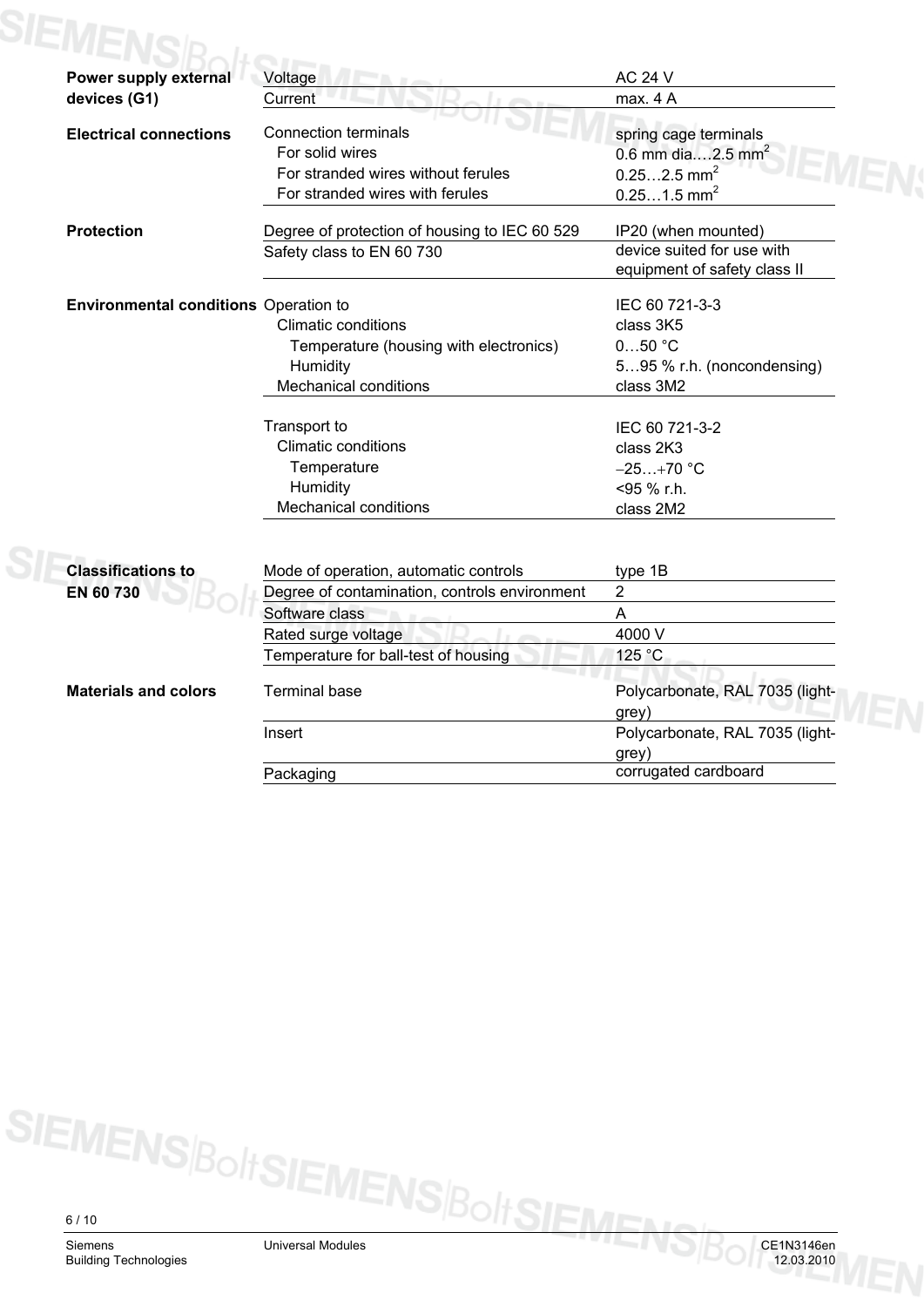| | | |
|---|---|---|
| **Power supply external devices (G1)** | Voltage | AC 24 V |
| | Current | max. 4 A |
| **Electrical connections** | Connection terminals | spring cage terminals |
| | For solid wires | 0.6 mm dia.…2.5 mm² |
| | For stranded wires without ferules | 0.25…2.5 mm² |
| | For stranded wires with ferules | 0.25…1.5 mm² |
| **Protection** | Degree of protection of housing to IEC 60 529 | IP20 (when mounted) |
| | Safety class to EN 60 730 | device suited for use with equipment of safety class II |
| **Environmental conditions** | Operation to | IEC 60 721-3-3 |
| | Climatic conditions | class 3K5 |
| | Temperature (housing with electronics) | 0…50 °C |
| | Humidity | 5…95 % r.h. (noncondensing) |
| | Mechanical conditions | class 3M2 |
| | Transport to | IEC 60 721-3-2 |
| | Climatic conditions | class 2K3 |
| | Temperature | −25…+70 °C |
| | Humidity | <95 % r.h. |
| | Mechanical conditions | class 2M2 |
| **Classifications to EN 60 730** | Mode of operation, automatic controls | type 1B |
| | Degree of contamination, controls environment | 2 |
| | Software class | A |
| | Rated surge voltage | 4000 V |
| | Temperature for ball-test of housing | 125 °C |
| **Materials and colors** | Terminal base | Polycarbonate, RAL 7035 (light-grey) |
| | Insert | Polycarbonate, RAL 7035 (light-grey) |
| | Packaging | corrugated cardboard |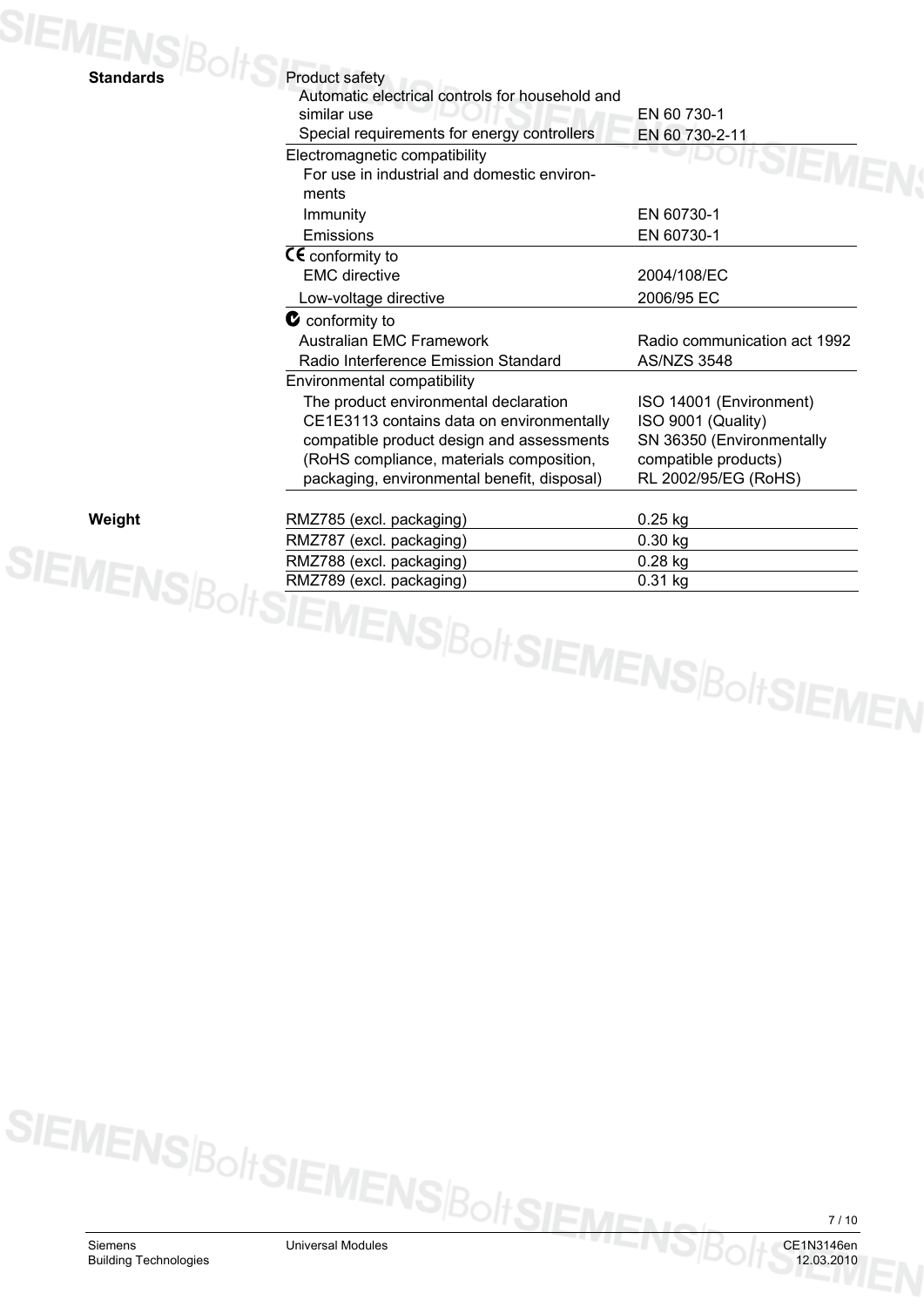| | | |
|---|---|---|
| **Standards** | Product safety | |
| | Automatic electrical controls for household and similar use | EN 60 730-1 |
| | Special requirements for energy controllers | EN 60 730-2-11 |
| | Electromagnetic compatibility | |
| | For use in industrial and domestic environments | |
| | Immunity | EN 60730-1 |
| | Emissions | EN 60730-1 |
| | CE conformity to | |
| | EMC directive | 2004/108/EC |
| | Low-voltage directive | 2006/95 EC |
| | C-tick conformity to | |
| | Australian EMC Framework | Radio communication act 1992 |
| | Radio Interference Emission Standard | AS/NZS 3548 |
| | Environmental compatibility | |
| | The product environmental declaration CE1E3113 contains data on environmentally compatible product design and assessments (RoHS compliance, materials composition, packaging, environmental benefit, disposal) | ISO 14001 (Environment)<br>ISO 9001 (Quality)<br>SN 36350 (Environmentally compatible products)<br>RL 2002/95/EG (RoHS) |
| **Weight** | RMZ785 (excl. packaging) | 0.25 kg |
| | RMZ787 (excl. packaging) | 0.30 kg |
| | RMZ788 (excl. packaging) | 0.28 kg |
| | RMZ789 (excl. packaging) | 0.31 kg |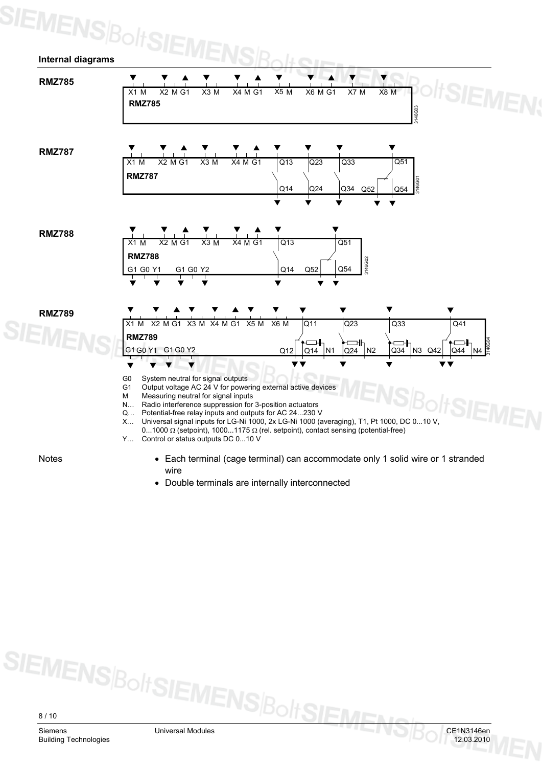## Internal diagrams

**RMZ785**

X1 M X2 M G1 X3 M X4 M G1 X5 M X6 M G1 X7 M X8 M

RMZ785

3146G03

**RMZ787**

X1 M X2 M G1 X3 M X4 M G1 Q13 Q23 Q33 Q51

RMZ787

Q14 Q24 Q34 Q52 Q54

3146G01

**RMZ788**

X1 M X2 M G1 X3 M X4 M G1 Q13 Q51

RMZ788

G1 G0 Y1 G1 G0 Y2 Q14 Q52 Q54

3146G02

**RMZ789**

X1 M X2 M G1 X3 M X4 M G1 X5 M X6 M Q11 Q23 Q33 Q41

RMZ789

G1 G0 Y1 G1 G0 Y2 Q12 Q14 N1 Q24 N2 Q34 N3 Q42 Q44 N4

3146G04

- G0 System neutral for signal outputs
- G1 Output voltage AC 24 V for powering external active devices
- M Measuring neutral for signal inputs
- N… Radio interference suppression for 3-position actuators
- Q… Potential-free relay inputs and outputs for AC 24...230 V
- X… Universal signal inputs for LG-Ni 1000, 2x LG-Ni 1000 (averaging), T1, Pt 1000, DC 0...10 V, 0...1000 Ω (setpoint), 1000...1175 Ω (rel. setpoint), contact sensing (potential-free)
- Y… Control or status outputs DC 0...10 V

Notes

- Each terminal (cage terminal) can accommodate only 1 solid wire or 1 stranded wire
- Double terminals are internally interconnected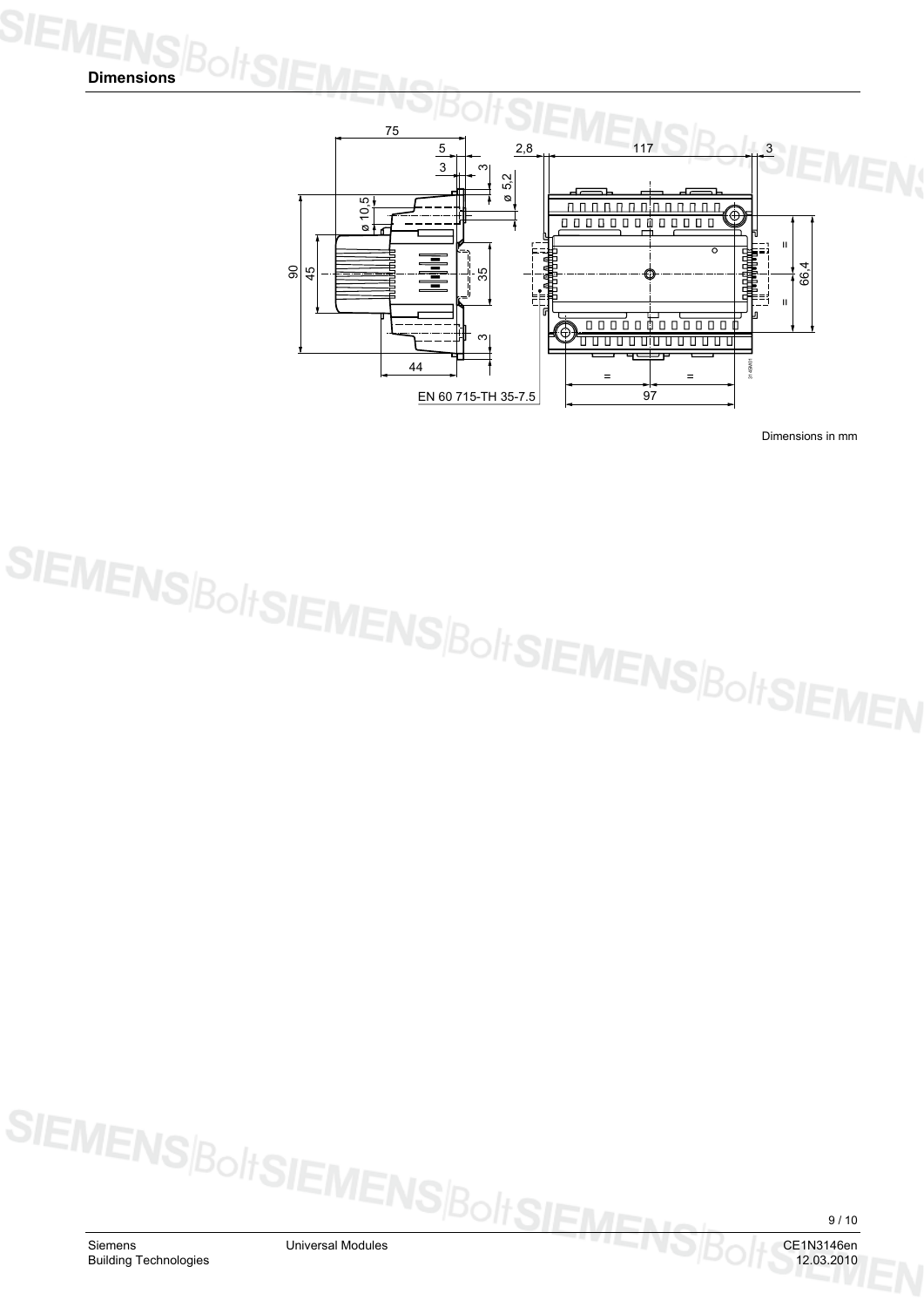## Dimensions

75
5
3
3
ø 5,2
ø 10,5
90
45
35
3
44
EN 60 715-TH 35-7.5
2,8
117
3
66,4
=
=
=
=
97

Dimensions in mm